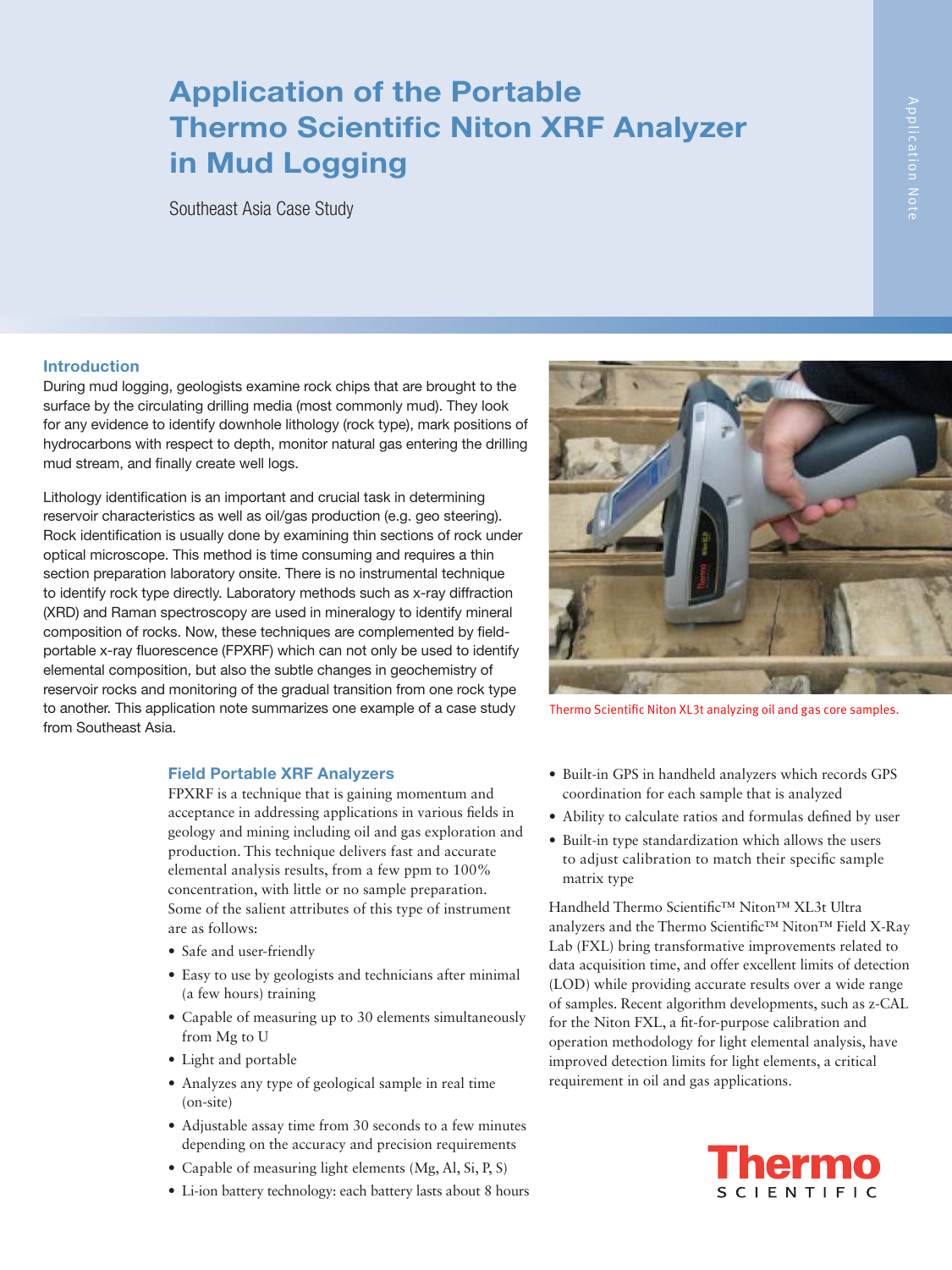# Application of the Portable Thermo Scientific Niton XRF Analyzer in Mud Logging

Southeast Asia Case Study

## Introduction

During mud logging, geologists examine rock chips that are brought to the surface by the circulating drilling media (most commonly mud). They look for any evidence to identify downhole lithology (rock type), mark positions of hydrocarbons with respect to depth, monitor natural gas entering the drilling mud stream, and finally create well logs.

Lithology identification is an important and crucial task in determining reservoir characteristics as well as oil/gas production (e.g. geo steering). Rock identification is usually done by examining thin sections of rock under optical microscope. This method is time consuming and requires a thin section preparation laboratory onsite. There is no instrumental technique to identify rock type directly. Laboratory methods such as x-ray diffraction (XRD) and Raman spectroscopy are used in mineralogy to identify mineral composition of rocks. Now, these techniques are complemented by field-portable x-ray fluorescence (FPXRF) which can not only be used to identify elemental composition, but also the subtle changes in geochemistry of reservoir rocks and monitoring of the gradual transition from one rock type to another. This application note summarizes one example of a case study from Southeast Asia.

Thermo Scientific Niton XL3t analyzing oil and gas core samples.

## Field Portable XRF Analyzers

FPXRF is a technique that is gaining momentum and acceptance in addressing applications in various fields in geology and mining including oil and gas exploration and production. This technique delivers fast and accurate elemental analysis results, from a few ppm to 100% concentration, with little or no sample preparation. Some of the salient attributes of this type of instrument are as follows:

- Safe and user-friendly
- Easy to use by geologists and technicians after minimal (a few hours) training
- Capable of measuring up to 30 elements simultaneously from Mg to U
- Light and portable
- Analyzes any type of geological sample in real time (on-site)
- Adjustable assay time from 30 seconds to a few minutes depending on the accuracy and precision requirements
- Capable of measuring light elements (Mg, Al, Si, P, S)
- Li-ion battery technology: each battery lasts about 8 hours
- Built-in GPS in handheld analyzers which records GPS coordination for each sample that is analyzed
- Ability to calculate ratios and formulas defined by user
- Built-in type standardization which allows the users to adjust calibration to match their specific sample matrix type

Handheld Thermo Scientific™ Niton™ XL3t Ultra analyzers and the Thermo Scientific™ Niton™ Field X-Ray Lab (FXL) bring transformative improvements related to data acquisition time, and offer excellent limits of detection (LOD) while providing accurate results over a wide range of samples. Recent algorithm developments, such as z-CAL for the Niton FXL, a fit-for-purpose calibration and operation methodology for light elemental analysis, have improved detection limits for light elements, a critical requirement in oil and gas applications.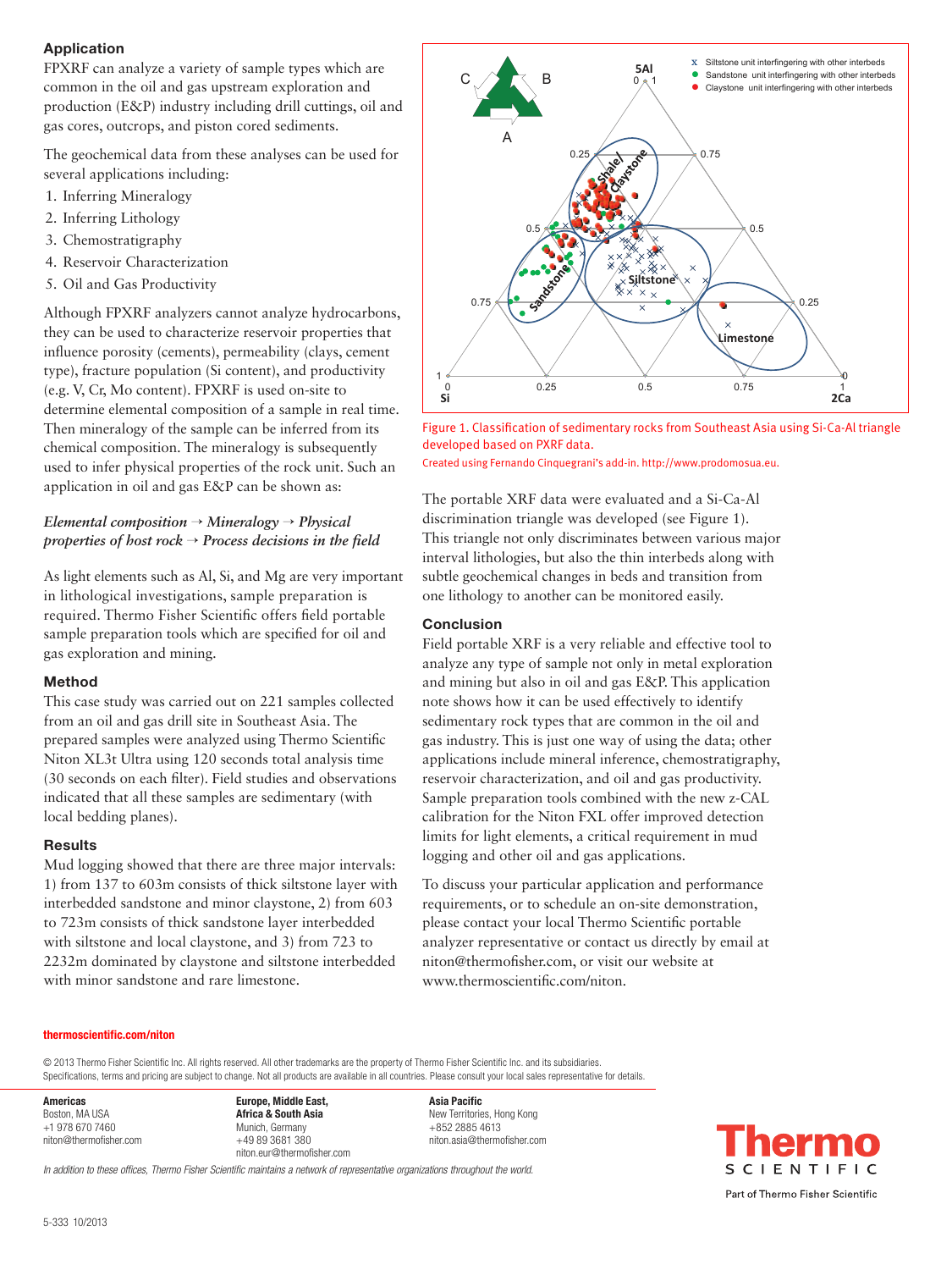## Application

FPXRF can analyze a variety of sample types which are common in the oil and gas upstream exploration and production (E&P) industry including drill cuttings, oil and gas cores, outcrops, and piston cored sediments.

The geochemical data from these analyses can be used for several applications including:

1. Inferring Mineralogy
2. Inferring Lithology
3. Chemostratigraphy
4. Reservoir Characterization
5. Oil and Gas Productivity

Although FPXRF analyzers cannot analyze hydrocarbons, they can be used to characterize reservoir properties that influence porosity (cements), permeability (clays, cement type), fracture population (Si content), and productivity (e.g. V, Cr, Mo content). FPXRF is used on-site to determine elemental composition of a sample in real time. Then mineralogy of the sample can be inferred from its chemical composition. The mineralogy is subsequently used to infer physical properties of the rock unit. Such an application in oil and gas E&P industry can be shown as:

*Elemental composition → Mineralogy → Physical properties of host rock → Process decisions in the field*

As light elements such as Al, Si, and Mg are very important in lithological investigations, sample preparation is required. Thermo Fisher Scientific offers field portable sample preparation tools which are specified for oil and gas exploration and mining.

## Method

This case study was carried out on 221 samples collected from an oil and gas drill site in Southeast Asia. The prepared samples were analyzed using Thermo Scientific Niton XL3t Ultra using 120 seconds total analysis time (30 seconds on each filter). Field studies and observations indicated that all these samples are sedimentary (with local bedding planes).

## Results

Mud logging showed that there are three major intervals: 1) from 137 to 603m consists of thick siltstone layer with interbedded sandstone and minor claystone, 2) from 603 to 723m consists of thick sandstone layer interbedded with siltstone and local claystone, and 3) from 723 to 2232m dominated by claystone and siltstone interbedded with minor sandstone and rare limestone.

C
B
A
5Al
0 1
x Siltstone unit interfingering with other interbeds
● Sandstone unit interfingering with other interbeds
● Claystone unit interfingering with other interbeds
0.25
0.75
0.5
0.5
0.75
0.25
Shale/Claystone
Sandstone
Siltstone
Limestone
1
0
0
Si
0.25
0.5
0.75
1
2Ca

Figure 1. Classification of sedimentary rocks from Southeast Asia using Si-Ca-Al triangle developed based on PXRF data.
Created using Fernando Cinquegrani's add-in. http://www.prodomosua.eu.

The portable XRF data were evaluated and a Si-Ca-Al discrimination triangle was developed (see Figure 1). This triangle not only discriminates between various major interval lithologies, but also the thin interbeds along with subtle geochemical changes in beds and transition from one lithology to another can be monitored easily.

## Conclusion

Field portable XRF is a very reliable and effective tool to analyze any type of sample not only in metal exploration and mining but also in oil and gas E&P. This application note shows how it can be used effectively to identify sedimentary rock types that are common in the oil and gas industry. This is just one way of using the data; other applications include mineral inference, chemostratigraphy, reservoir characterization, and oil and gas productivity. Sample preparation tools combined with the new z-CAL calibration for the Niton FXL offer improved detection limits for light elements, a critical requirement in mud logging and other oil and gas applications.

To discuss your particular application and performance requirements, or to schedule an on-site demonstration, please contact your local Thermo Scientific portable analyzer representative or contact us directly by email at niton@thermofisher.com, or visit our website at www.thermoscientific.com/niton.

**thermoscientific.com/niton**

© 2013 Thermo Fisher Scientific Inc. All rights reserved. All other trademarks are the property of Thermo Fisher Scientific Inc. and its subsidiaries.
Specifications, terms and pricing are subject to change. Not all products are available in all countries. Please consult your local sales representative for details.

**Americas**
Boston, MA USA
+1 978 670 7460
niton@thermofisher.com

**Europe, Middle East, Africa & South Asia**
Munich, Germany
+49 89 3681 380
niton.eur@thermofisher.com

**Asia Pacific**
New Territories, Hong Kong
+852 2885 4613
niton.asia@thermofisher.com

*In addition to these offices, Thermo Fisher Scientific maintains a network of representative organizations throughout the world.*

Thermo SCIENTIFIC
Part of Thermo Fisher Scientific

5-333 10/2013